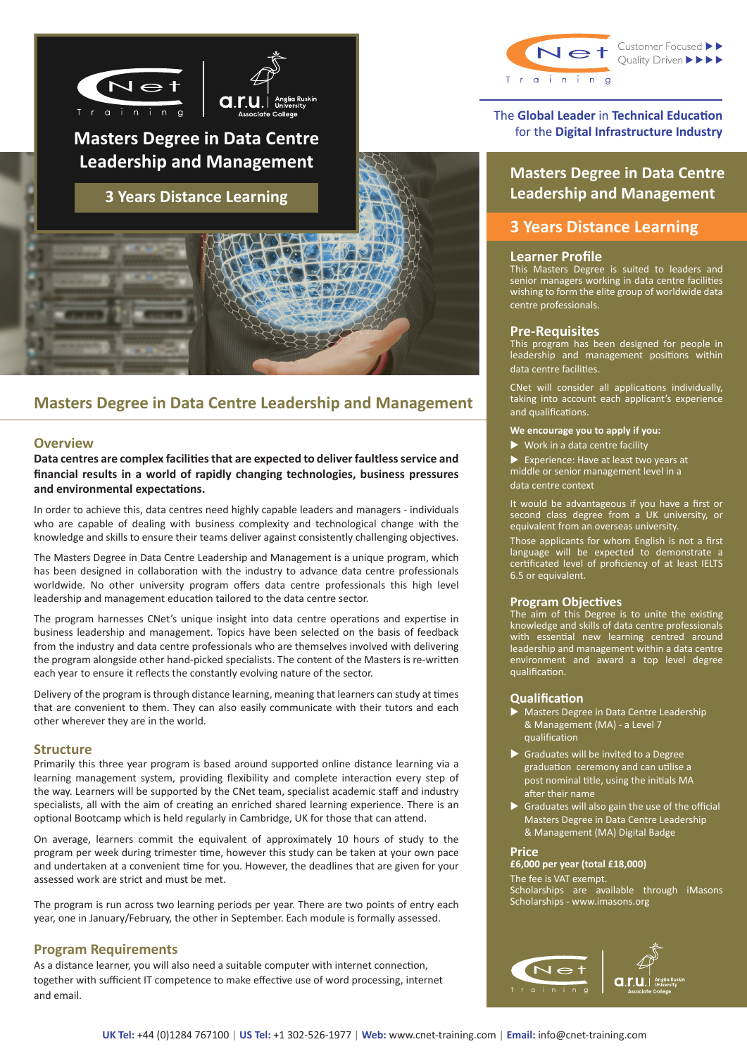# Masters Degree in Data Centre Leadership and Management

**3 Years Distance Learning**

Customer Focused ▶▶
Quality Driven ▶▶▶▶

The **Global Leader** in **Technical Education** for the **Digital Infrastructure Industry**

## Masters Degree in Data Centre Leadership and Management

### Overview

**Data centres are complex facilities that are expected to deliver faultless service and financial results in a world of rapidly changing technologies, business pressures and environmental expectations.**

In order to achieve this, data centres need highly capable leaders and managers - individuals who are capable of dealing with business complexity and technological change with the knowledge and skills to ensure their teams deliver against consistently challenging objectives.

The Masters Degree in Data Centre Leadership and Management is a unique program, which has been designed in collaboration with the industry to advance data centre professionals worldwide. No other university program offers data centre professionals this high level leadership and management education tailored to the data centre sector.

The program harnesses CNet's unique insight into data centre operations and expertise in business leadership and management. Topics have been selected on the basis of feedback from the industry and data centre professionals who are themselves involved with delivering the program alongside other hand-picked specialists. The content of the Masters is re-written each year to ensure it reflects the constantly evolving nature of the sector.

Delivery of the program is through distance learning, meaning that learners can study at times that are convenient to them. They can also easily communicate with their tutors and each other wherever they are in the world.

### Structure

Primarily this three year program is based around supported online distance learning via a learning management system, providing flexibility and complete interaction every step of the way. Learners will be supported by the CNet team, specialist academic staff and industry specialists, all with the aim of creating an enriched shared learning experience. There is an optional Bootcamp which is held regularly in Cambridge, UK for those that can attend.

On average, learners commit the equivalent of approximately 10 hours of study to the program per week during trimester time, however this study can be taken at your own pace and undertaken at a convenient time for you. However, the deadlines that are given for your assessed work are strict and must be met.

The program is run across two learning periods per year. There are two points of entry each year, one in January/February, the other in September. Each module is formally assessed.

### Program Requirements

As a distance learner, you will also need a suitable computer with internet connection, together with sufficient IT competence to make effective use of word processing, internet and email.

## Masters Degree in Data Centre Leadership and Management

**3 Years Distance Learning**

### Learner Profile

This Masters Degree is suited to leaders and senior managers working in data centre facilities wishing to form the elite group of worldwide data centre professionals.

### Pre-Requisites

This program has been designed for people in leadership and management positions within data centre facilities.

CNet will consider all applications individually, taking into account each applicant's experience and qualifications.

**We encourage you to apply if you:**

- Work in a data centre facility
- Experience: Have at least two years at middle or senior management level in a data centre context

It would be advantageous if you have a first or second class degree from a UK university, or equivalent from an overseas university.

Those applicants for whom English is not a first language will be expected to demonstrate a certificated level of proficiency of at least IELTS 6.5 or equivalent.

### Program Objectives

The aim of this Degree is to unite the existing knowledge and skills of data centre professionals with essential new learning centred around leadership and management within a data centre environment and award a top level degree qualification.

### Qualification

- Masters Degree in Data Centre Leadership & Management (MA) - a Level 7 qualification
- Graduates will be invited to a Degree graduation ceremony and can utilise a post nominal title, using the initials MA after their name
- Graduates will also gain the use of the official Masters Degree in Data Centre Leadership & Management (MA) Digital Badge

### Price

**£6,000 per year (total £18,000)**

The fee is VAT exempt.
Scholarships are available through iMasons Scholarships - www.imasons.org

**UK Tel:** +44 (0)1284 767100 | **US Tel:** +1 302-526-1977 | **Web:** www.cnet-training.com | **Email:** info@cnet-training.com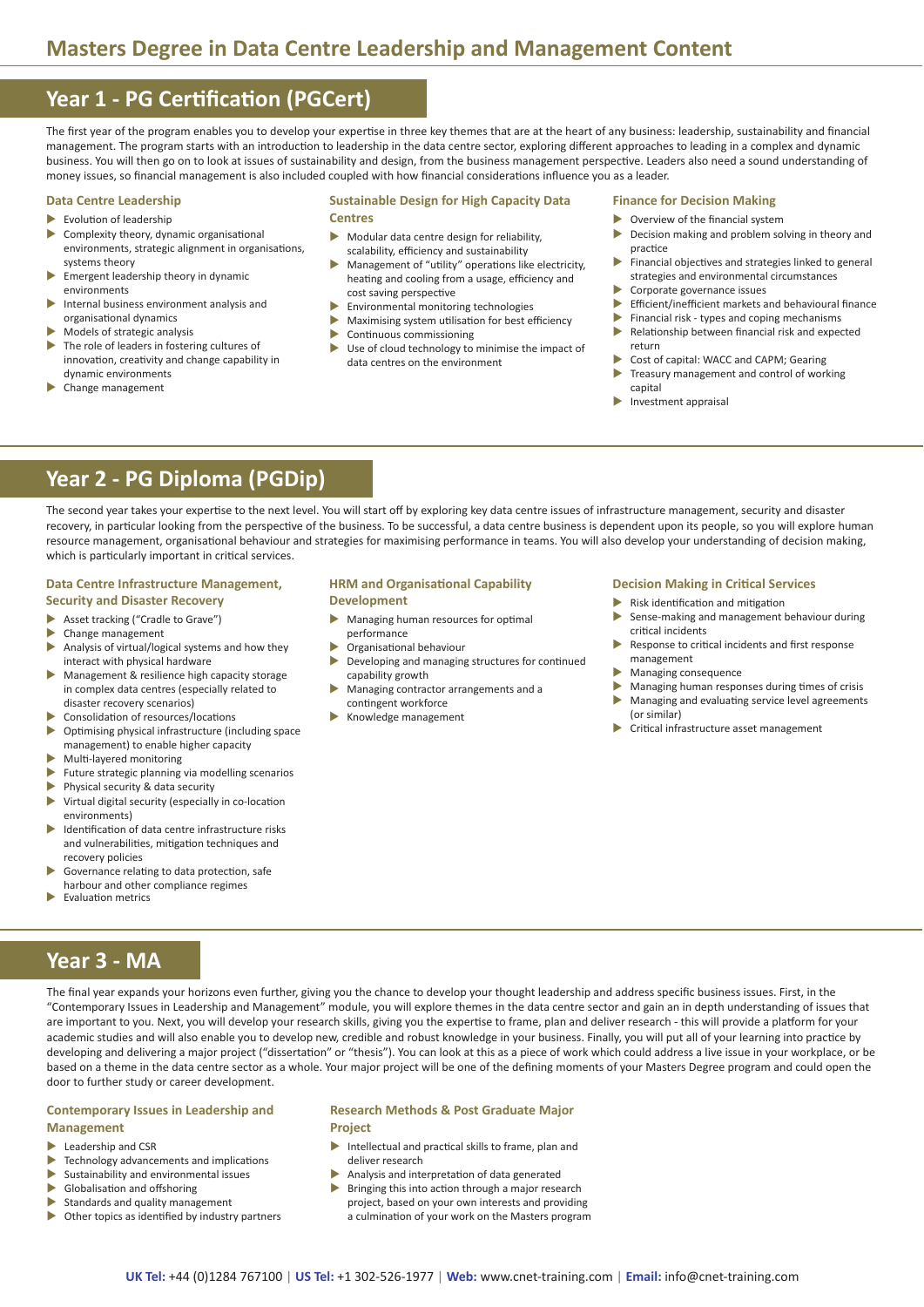# Masters Degree in Data Centre Leadership and Management Content

## Year 1 - PG Certification (PGCert)

The first year of the program enables you to develop your expertise in three key themes that are at the heart of any business: leadership, sustainability and financial management. The program starts with an introduction to leadership in the data centre sector, exploring different approaches to leading in a complex and dynamic business. You will then go on to look at issues of sustainability and design, from the business management perspective. Leaders also need a sound understanding of money issues, so financial management is also included coupled with how financial considerations influence you as a leader.

### Data Centre Leadership

- Evolution of leadership
- Complexity theory, dynamic organisational environments, strategic alignment in organisations, systems theory
- Emergent leadership theory in dynamic environments
- Internal business environment analysis and organisational dynamics
- Models of strategic analysis
- The role of leaders in fostering cultures of innovation, creativity and change capability in dynamic environments
- Change management

### Sustainable Design for High Capacity Data Centres

- Modular data centre design for reliability, scalability, efficiency and sustainability
- Management of "utility" operations like electricity, heating and cooling from a usage, efficiency and cost saving perspective
- Environmental monitoring technologies
- Maximising system utilisation for best efficiency
- Continuous commissioning
- Use of cloud technology to minimise the impact of data centres on the environment

### Finance for Decision Making

- Overview of the financial system
- Decision making and problem solving in theory and practice
- Financial objectives and strategies linked to general strategies and environmental circumstances
- Corporate governance issues
- Efficient/inefficient markets and behavioural finance
- Financial risk - types and coping mechanisms
- Relationship between financial risk and expected return
- Cost of capital: WACC and CAPM; Gearing
- Treasury management and control of working capital
- Investment appraisal

## Year 2 - PG Diploma (PGDip)

The second year takes your expertise to the next level. You will start off by exploring key data centre issues of infrastructure management, security and disaster recovery, in particular looking from the perspective of the business. To be successful, a data centre business is dependent upon its people, so you will explore human resource management, organisational behaviour and strategies for maximising performance in teams. You will also develop your understanding of decision making, which is particularly important in critical services.

### Data Centre Infrastructure Management, Security and Disaster Recovery

- Asset tracking ("Cradle to Grave")
- Change management
- Analysis of virtual/logical systems and how they interact with physical hardware
- Management & resilience high capacity storage in complex data centres (especially related to disaster recovery scenarios)
- Consolidation of resources/locations
- Optimising physical infrastructure (including space management) to enable higher capacity
- Multi-layered monitoring
- Future strategic planning via modelling scenarios
- Physical security & data security
- Virtual digital security (especially in co-location environments)
- Identification of data centre infrastructure risks and vulnerabilities, mitigation techniques and recovery policies
- Governance relating to data protection, safe harbour and other compliance regimes
- Evaluation metrics

### HRM and Organisational Capability Development

- Managing human resources for optimal performance
- Organisational behaviour
- Developing and managing structures for continued capability growth
- Managing contractor arrangements and a contingent workforce
- Knowledge management

### Decision Making in Critical Services

- Risk identification and mitigation
- Sense-making and management behaviour during critical incidents
- Response to critical incidents and first response management
- Managing consequence
- Managing human responses during times of crisis
- Managing and evaluating service level agreements (or similar)
- Critical infrastructure asset management

## Year 3 - MA

The final year expands your horizons even further, giving you the chance to develop your thought leadership and address specific business issues. First, in the "Contemporary Issues in Leadership and Management" module, you will explore themes in the data centre sector and gain an in depth understanding of issues that are important to you. Next, you will develop your research skills, giving you the expertise to frame, plan and deliver research - this will provide a platform for your academic studies and will also enable you to develop new, credible and robust knowledge in your business. Finally, you will put all of your learning into practice by developing and delivering a major project ("dissertation" or "thesis"). You can look at this as a piece of work which could address a live issue in your workplace, or be based on a theme in the data centre sector as a whole. Your major project will be one of the defining moments of your Masters Degree program and could open the door to further study or career development.

### Contemporary Issues in Leadership and Management

- Leadership and CSR
- Technology advancements and implications
- Sustainability and environmental issues
- Globalisation and offshoring
- Standards and quality management
- Other topics as identified by industry partners

### Research Methods & Post Graduate Major Project

- Intellectual and practical skills to frame, plan and deliver research
- Analysis and interpretation of data generated
- Bringing this into action through a major research project, based on your own interests and providing a culmination of your work on the Masters program

**UK Tel:** +44 (0)1284 767100 | **US Tel:** +1 302-526-1977 | **Web:** www.cnet-training.com | **Email:** info@cnet-training.com